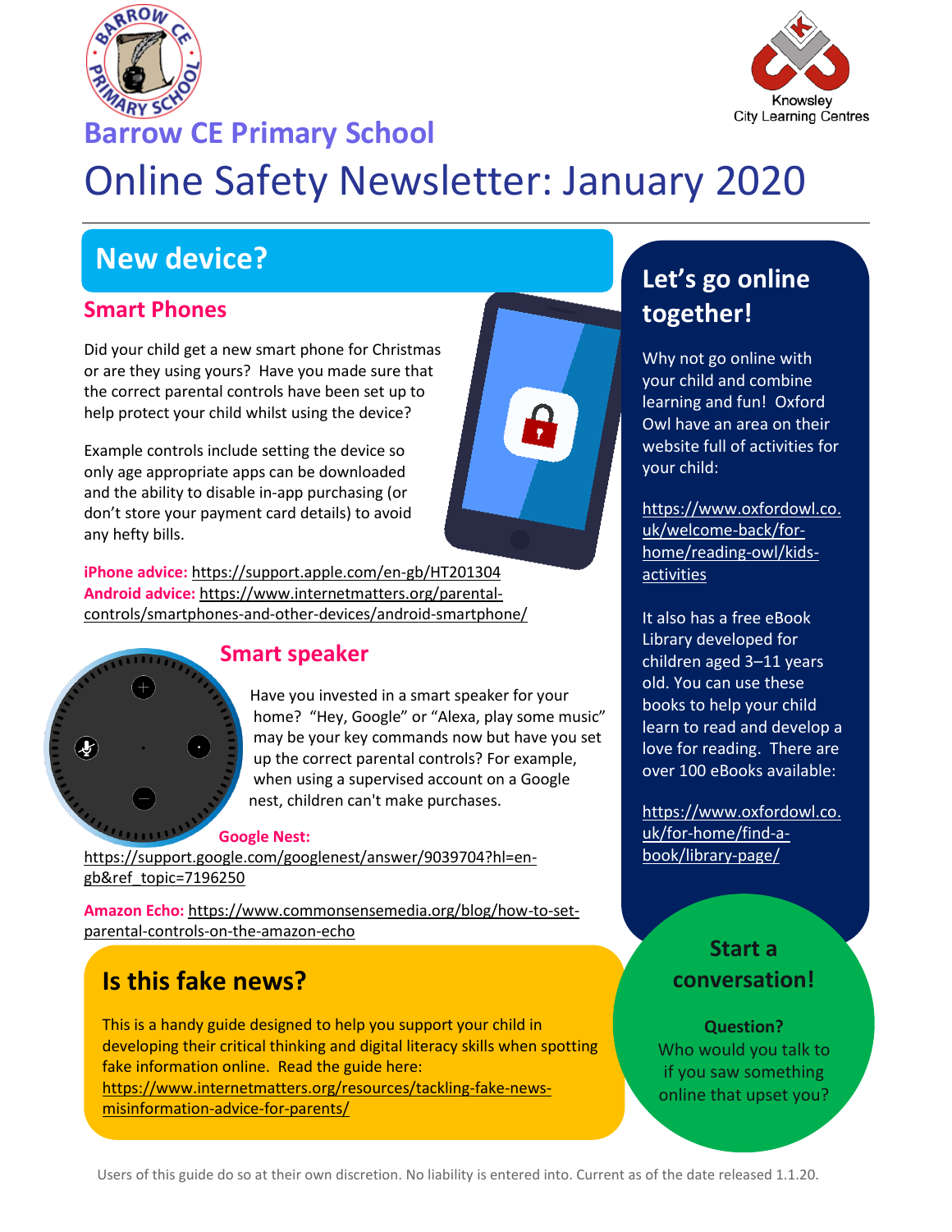Barrow CE Primary School

Knowsley City Learning Centres

# Online Safety Newsletter: January 2020

## New device?

### Smart Phones

Did your child get a new smart phone for Christmas or are they using yours? Have you made sure that the correct parental controls have been set up to help protect your child whilst using the device?

Example controls include setting the device so only age appropriate apps can be downloaded and the ability to disable in-app purchasing (or don't store your payment card details) to avoid any hefty bills.

**iPhone advice:** https://support.apple.com/en-gb/HT201304
**Android advice:** https://www.internetmatters.org/parental-controls/smartphones-and-other-devices/android-smartphone/

### Smart speaker

Have you invested in a smart speaker for your home? "Hey, Google" or "Alexa, play some music" may be your key commands now but have you set up the correct parental controls? For example, when using a supervised account on a Google nest, children can't make purchases.

**Google Nest:** https://support.google.com/googlenest/answer/9039704?hl=en-gb&ref_topic=7196250

**Amazon Echo:** https://www.commonsensemedia.org/blog/how-to-set-parental-controls-on-the-amazon-echo

## Is this fake news?

This is a handy guide designed to help you support your child in developing their critical thinking and digital literacy skills when spotting fake information online. Read the guide here: https://www.internetmatters.org/resources/tackling-fake-news-misinformation-advice-for-parents/

## Let's go online together!

Why not go online with your child and combine learning and fun! Oxford Owl have an area on their website full of activities for your child:

https://www.oxfordowl.co.uk/welcome-back/for-home/reading-owl/kids-activities

It also has a free eBook Library developed for children aged 3–11 years old. You can use these books to help your child learn to read and develop a love for reading. There are over 100 eBooks available:

https://www.oxfordowl.co.uk/for-home/find-a-book/library-page/

## Start a conversation!

**Question?**
Who would you talk to if you saw something online that upset you?

Users of this guide do so at their own discretion. No liability is entered into. Current as of the date released 1.1.20.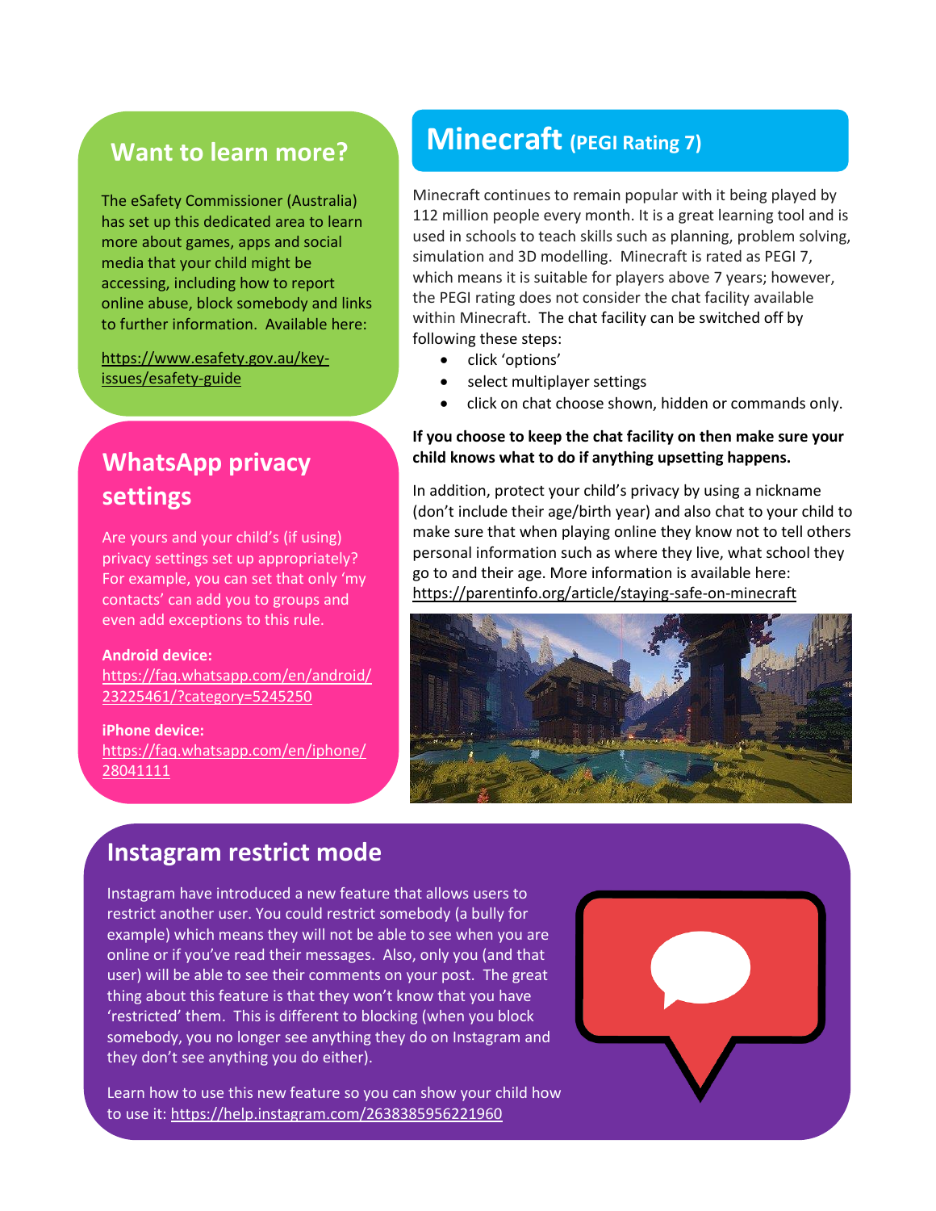## Want to learn more?

The eSafety Commissioner (Australia) has set up this dedicated area to learn more about games, apps and social media that your child might be accessing, including how to report online abuse, block somebody and links to further information. Available here:

https://www.esafety.gov.au/key-issues/esafety-guide

## WhatsApp privacy settings

Are yours and your child's (if using) privacy settings set up appropriately? For example, you can set that only 'my contacts' can add you to groups and even add exceptions to this rule.

**Android device:**
https://faq.whatsapp.com/en/android/23225461/?category=5245250

**iPhone device:**
https://faq.whatsapp.com/en/iphone/28041111

## Minecraft (PEGI Rating 7)

Minecraft continues to remain popular with it being played by 112 million people every month. It is a great learning tool and is used in schools to teach skills such as planning, problem solving, simulation and 3D modelling. Minecraft is rated as PEGI 7, which means it is suitable for players above 7 years; however, the PEGI rating does not consider the chat facility available within Minecraft. The chat facility can be switched off by following these steps:

- click 'options'
- select multiplayer settings
- click on chat choose shown, hidden or commands only.

**If you choose to keep the chat facility on then make sure your child knows what to do if anything upsetting happens.**

In addition, protect your child's privacy by using a nickname (don't include their age/birth year) and also chat to your child to make sure that when playing online they know not to tell others personal information such as where they live, what school they go to and their age. More information is available here: https://parentinfo.org/article/staying-safe-on-minecraft

## Instagram restrict mode

Instagram have introduced a new feature that allows users to restrict another user. You could restrict somebody (a bully for example) which means they will not be able to see when you are online or if you've read their messages. Also, only you (and that user) will be able to see their comments on your post. The great thing about this feature is that they won't know that you have 'restricted' them. This is different to blocking (when you block somebody, you no longer see anything they do on Instagram and they don't see anything you do either).

Learn how to use this new feature so you can show your child how to use it: https://help.instagram.com/2638385956221960